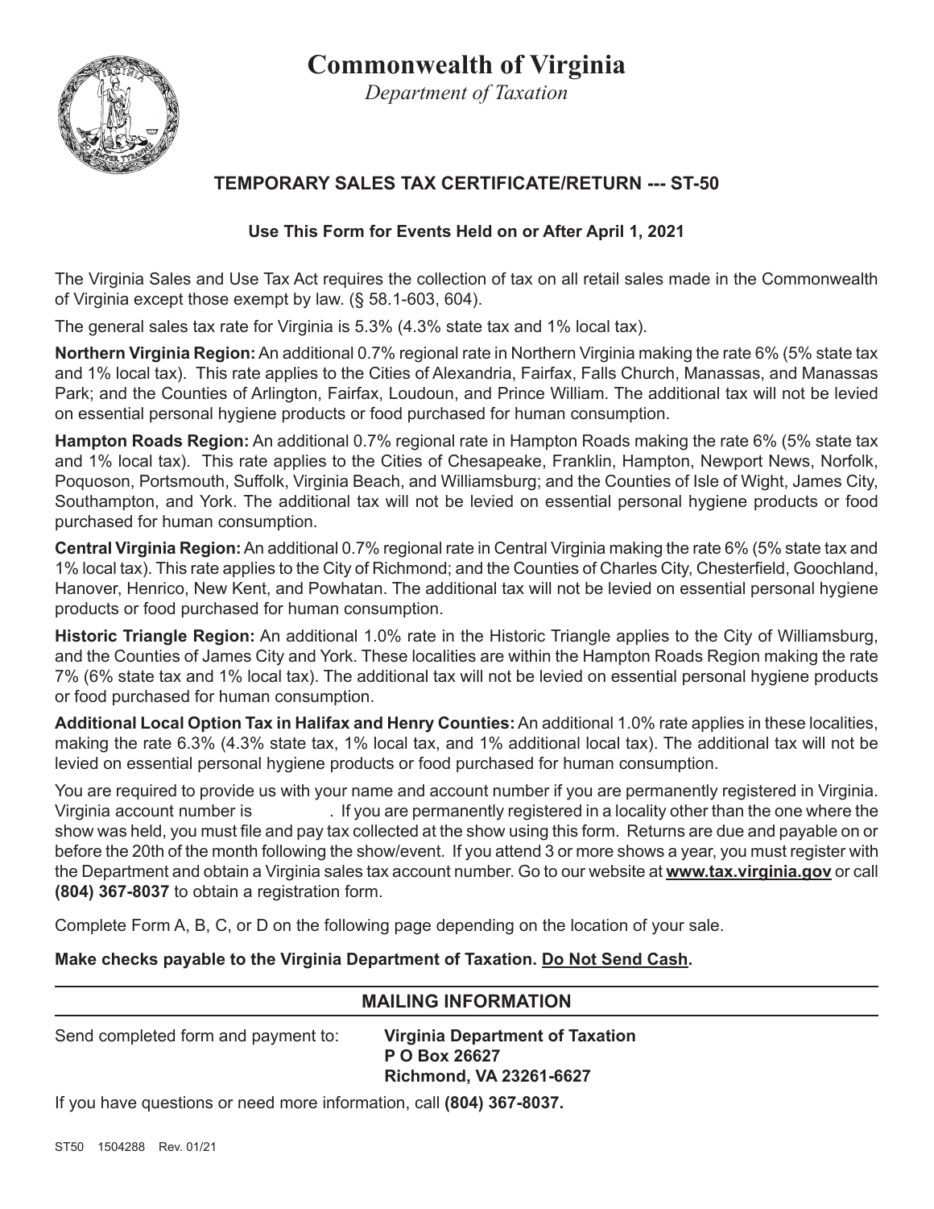# Commonwealth of Virginia

*Department of Taxation*

## TEMPORARY SALES TAX CERTIFICATE/RETURN --- ST-50

**Use This Form for Events Held on or After April 1, 2021**

The Virginia Sales and Use Tax Act requires the collection of tax on all retail sales made in the Commonwealth of Virginia except those exempt by law. (§ 58.1-603, 604).

The general sales tax rate for Virginia is 5.3% (4.3% state tax and 1% local tax).

**Northern Virginia Region:** An additional 0.7% regional rate in Northern Virginia making the rate 6% (5% state tax and 1% local tax). This rate applies to the Cities of Alexandria, Fairfax, Falls Church, Manassas, and Manassas Park; and the Counties of Arlington, Fairfax, Loudoun, and Prince William. The additional tax will not be levied on essential personal hygiene products or food purchased for human consumption.

**Hampton Roads Region:** An additional 0.7% regional rate in Hampton Roads making the rate 6% (5% state tax and 1% local tax). This rate applies to the Cities of Chesapeake, Franklin, Hampton, Newport News, Norfolk, Poquoson, Portsmouth, Suffolk, Virginia Beach, and Williamsburg; and the Counties of Isle of Wight, James City, Southampton, and York. The additional tax will not be levied on essential personal hygiene products or food purchased for human consumption.

**Central Virginia Region:** An additional 0.7% regional rate in Central Virginia making the rate 6% (5% state tax and 1% local tax). This rate applies to the City of Richmond; and the Counties of Charles City, Chesterfield, Goochland, Hanover, Henrico, New Kent, and Powhatan. The additional tax will not be levied on essential personal hygiene products or food purchased for human consumption.

**Historic Triangle Region:** An additional 1.0% rate in the Historic Triangle applies to the City of Williamsburg, and the Counties of James City and York. These localities are within the Hampton Roads Region making the rate 7% (6% state tax and 1% local tax). The additional tax will not be levied on essential personal hygiene products or food purchased for human consumption.

**Additional Local Option Tax in Halifax and Henry Counties:** An additional 1.0% rate applies in these localities, making the rate 6.3% (4.3% state tax, 1% local tax, and 1% additional local tax). The additional tax will not be levied on essential personal hygiene products or food purchased for human consumption.

You are required to provide us with your name and account number if you are permanently registered in Virginia. Virginia account number is ________. If you are permanently registered in a locality other than the one where the show was held, you must file and pay tax collected at the show using this form. Returns are due and payable on or before the 20th of the month following the show/event. If you attend 3 or more shows a year, you must register with the Department and obtain a Virginia sales tax account number. Go to our website at **www.tax.virginia.gov** or call **(804) 367-8037** to obtain a registration form.

Complete Form A, B, C, or D on the following page depending on the location of your sale.

**Make checks payable to the Virginia Department of Taxation. Do Not Send Cash.**

---

### MAILING INFORMATION

Send completed form and payment to:

**Virginia Department of Taxation**
**P O Box 26627**
**Richmond, VA 23261-6627**

If you have questions or need more information, call **(804) 367-8037.**

ST50 1504288 Rev. 01/21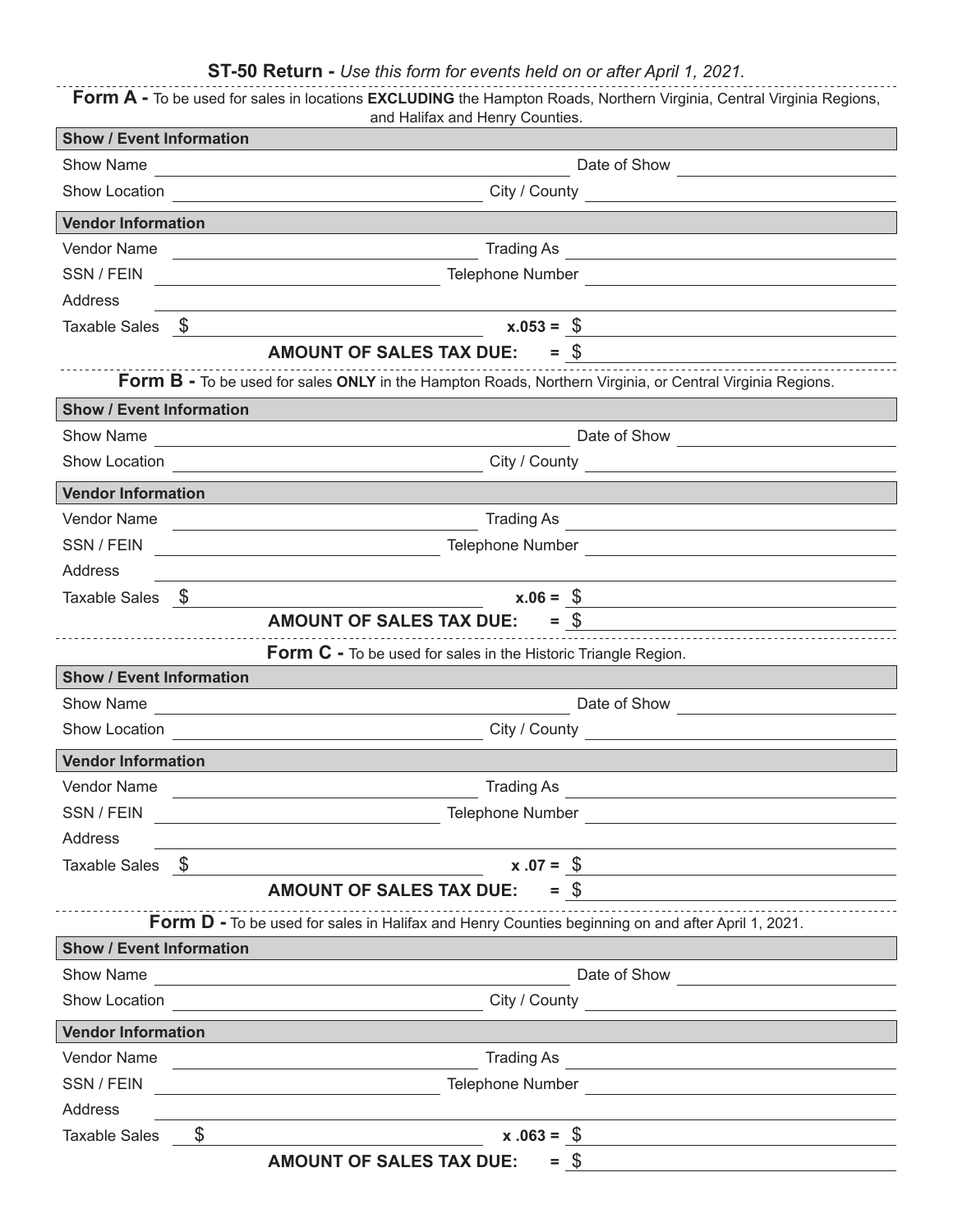## ST-50 Return - *Use this form for events held on or after April 1, 2021.*

### Form A - To be used for sales in locations **EXCLUDING** the Hampton Roads, Northern Virginia, Central Virginia Regions, and Halifax and Henry Counties.

**Show / Event Information**

Show Name ______________________ Date of Show ______________________

Show Location ______________________ City / County ______________________

**Vendor Information**

Vendor Name ______________________ Trading As ______________________

SSN / FEIN ______________________ Telephone Number ______________________

Address ______________________

Taxable Sales $ ______________________ **x.053 =** $ ______________________

**AMOUNT OF SALES TAX DUE: =** $ ______________________

### Form B - To be used for sales **ONLY** in the Hampton Roads, Northern Virginia, or Central Virginia Regions.

**Show / Event Information**

Show Name ______________________ Date of Show ______________________

Show Location ______________________ City / County ______________________

**Vendor Information**

Vendor Name ______________________ Trading As ______________________

SSN / FEIN ______________________ Telephone Number ______________________

Address ______________________

Taxable Sales $ ______________________ **x.06 =** $ ______________________

**AMOUNT OF SALES TAX DUE: =** $ ______________________

### Form C - To be used for sales in the Historic Triangle Region.

**Show / Event Information**

Show Name ______________________ Date of Show ______________________

Show Location ______________________ City / County ______________________

**Vendor Information**

Vendor Name ______________________ Trading As ______________________

SSN / FEIN ______________________ Telephone Number ______________________

Address ______________________

Taxable Sales $ ______________________ **x .07 =** $ ______________________

**AMOUNT OF SALES TAX DUE: =** $ ______________________

### Form D - To be used for sales in Halifax and Henry Counties beginning on and after April 1, 2021.

**Show / Event Information**

Show Name ______________________ Date of Show ______________________

Show Location ______________________ City / County ______________________

**Vendor Information**

Vendor Name ______________________ Trading As ______________________

SSN / FEIN ______________________ Telephone Number ______________________

Address ______________________

Taxable Sales $ ______________________ **x .063 =** $ ______________________

**AMOUNT OF SALES TAX DUE: =** $ ______________________